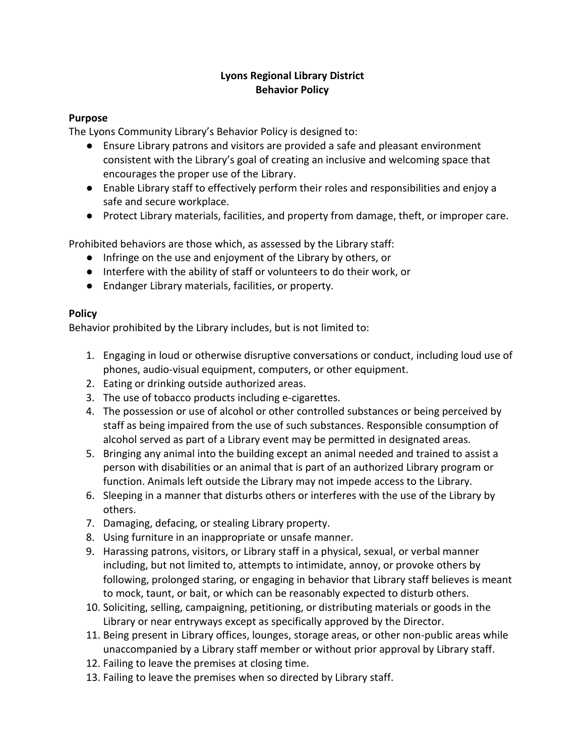# Lyons Regional Library District
# Behavior Policy

## Purpose

The Lyons Community Library's Behavior Policy is designed to:

- Ensure Library patrons and visitors are provided a safe and pleasant environment consistent with the Library's goal of creating an inclusive and welcoming space that encourages the proper use of the Library.
- Enable Library staff to effectively perform their roles and responsibilities and enjoy a safe and secure workplace.
- Protect Library materials, facilities, and property from damage, theft, or improper care.

Prohibited behaviors are those which, as assessed by the Library staff:

- Infringe on the use and enjoyment of the Library by others, or
- Interfere with the ability of staff or volunteers to do their work, or
- Endanger Library materials, facilities, or property.

## Policy

Behavior prohibited by the Library includes, but is not limited to:

1. Engaging in loud or otherwise disruptive conversations or conduct, including loud use of phones, audio-visual equipment, computers, or other equipment.
2. Eating or drinking outside authorized areas.
3. The use of tobacco products including e-cigarettes.
4. The possession or use of alcohol or other controlled substances or being perceived by staff as being impaired from the use of such substances. Responsible consumption of alcohol served as part of a Library event may be permitted in designated areas.
5. Bringing any animal into the building except an animal needed and trained to assist a person with disabilities or an animal that is part of an authorized Library program or function. Animals left outside the Library may not impede access to the Library.
6. Sleeping in a manner that disturbs others or interferes with the use of the Library by others.
7. Damaging, defacing, or stealing Library property.
8. Using furniture in an inappropriate or unsafe manner.
9. Harassing patrons, visitors, or Library staff in a physical, sexual, or verbal manner including, but not limited to, attempts to intimidate, annoy, or provoke others by following, prolonged staring, or engaging in behavior that Library staff believes is meant to mock, taunt, or bait, or which can be reasonably expected to disturb others.
10. Soliciting, selling, campaigning, petitioning, or distributing materials or goods in the Library or near entryways except as specifically approved by the Director.
11. Being present in Library offices, lounges, storage areas, or other non-public areas while unaccompanied by a Library staff member or without prior approval by Library staff.
12. Failing to leave the premises at closing time.
13. Failing to leave the premises when so directed by Library staff.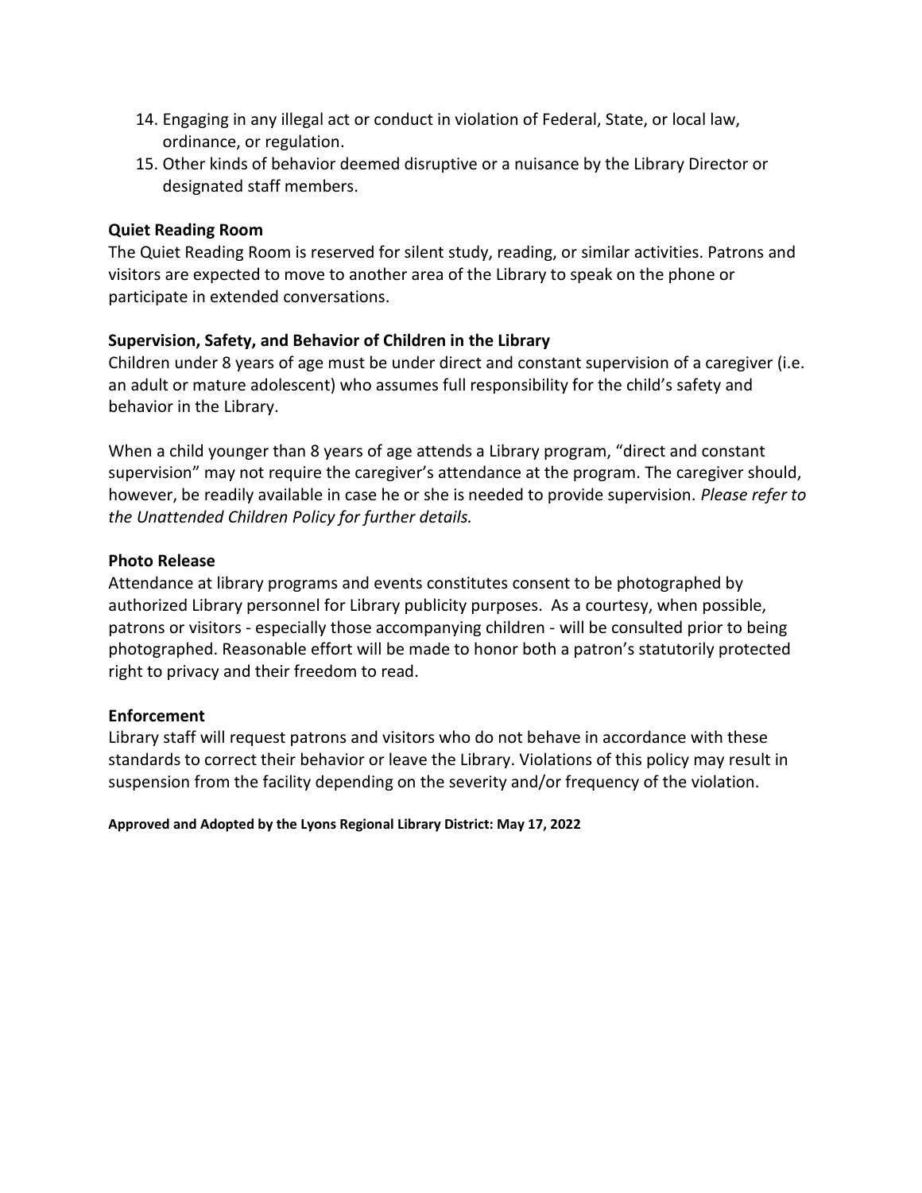14. Engaging in any illegal act or conduct in violation of Federal, State, or local law, ordinance, or regulation.
15. Other kinds of behavior deemed disruptive or a nuisance by the Library Director or designated staff members.

**Quiet Reading Room**

The Quiet Reading Room is reserved for silent study, reading, or similar activities. Patrons and visitors are expected to move to another area of the Library to speak on the phone or participate in extended conversations.

**Supervision, Safety, and Behavior of Children in the Library**

Children under 8 years of age must be under direct and constant supervision of a caregiver (i.e. an adult or mature adolescent) who assumes full responsibility for the child's safety and behavior in the Library.

When a child younger than 8 years of age attends a Library program, "direct and constant supervision" may not require the caregiver's attendance at the program. The caregiver should, however, be readily available in case he or she is needed to provide supervision. *Please refer to the Unattended Children Policy for further details.*

**Photo Release**

Attendance at library programs and events constitutes consent to be photographed by authorized Library personnel for Library publicity purposes. As a courtesy, when possible, patrons or visitors - especially those accompanying children - will be consulted prior to being photographed. Reasonable effort will be made to honor both a patron's statutorily protected right to privacy and their freedom to read.

**Enforcement**

Library staff will request patrons and visitors who do not behave in accordance with these standards to correct their behavior or leave the Library. Violations of this policy may result in suspension from the facility depending on the severity and/or frequency of the violation.

**Approved and Adopted by the Lyons Regional Library District: May 17, 2022**